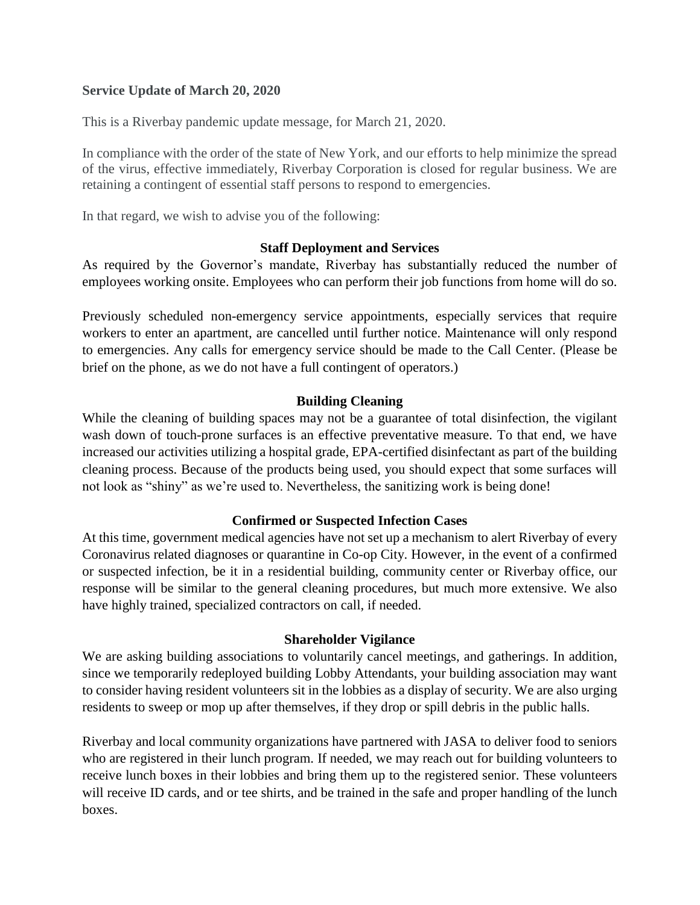**Service Update of March 20, 2020**

This is a Riverbay pandemic update message, for March 21, 2020.

In compliance with the order of the state of New York, and our efforts to help minimize the spread of the virus, effective immediately, Riverbay Corporation is closed for regular business. We are retaining a contingent of essential staff persons to respond to emergencies.

In that regard, we wish to advise you of the following:

## Staff Deployment and Services

As required by the Governor's mandate, Riverbay has substantially reduced the number of employees working onsite. Employees who can perform their job functions from home will do so.

Previously scheduled non-emergency service appointments, especially services that require workers to enter an apartment, are cancelled until further notice. Maintenance will only respond to emergencies. Any calls for emergency service should be made to the Call Center. (Please be brief on the phone, as we do not have a full contingent of operators.)

## Building Cleaning

While the cleaning of building spaces may not be a guarantee of total disinfection, the vigilant wash down of touch-prone surfaces is an effective preventative measure. To that end, we have increased our activities utilizing a hospital grade, EPA-certified disinfectant as part of the building cleaning process. Because of the products being used, you should expect that some surfaces will not look as "shiny" as we're used to. Nevertheless, the sanitizing work is being done!

## Confirmed or Suspected Infection Cases

At this time, government medical agencies have not set up a mechanism to alert Riverbay of every Coronavirus related diagnoses or quarantine in Co-op City. However, in the event of a confirmed or suspected infection, be it in a residential building, community center or Riverbay office, our response will be similar to the general cleaning procedures, but much more extensive. We also have highly trained, specialized contractors on call, if needed.

## Shareholder Vigilance

We are asking building associations to voluntarily cancel meetings, and gatherings. In addition, since we temporarily redeployed building Lobby Attendants, your building association may want to consider having resident volunteers sit in the lobbies as a display of security. We are also urging residents to sweep or mop up after themselves, if they drop or spill debris in the public halls.

Riverbay and local community organizations have partnered with JASA to deliver food to seniors who are registered in their lunch program. If needed, we may reach out for building volunteers to receive lunch boxes in their lobbies and bring them up to the registered senior. These volunteers will receive ID cards, and or tee shirts, and be trained in the safe and proper handling of the lunch boxes.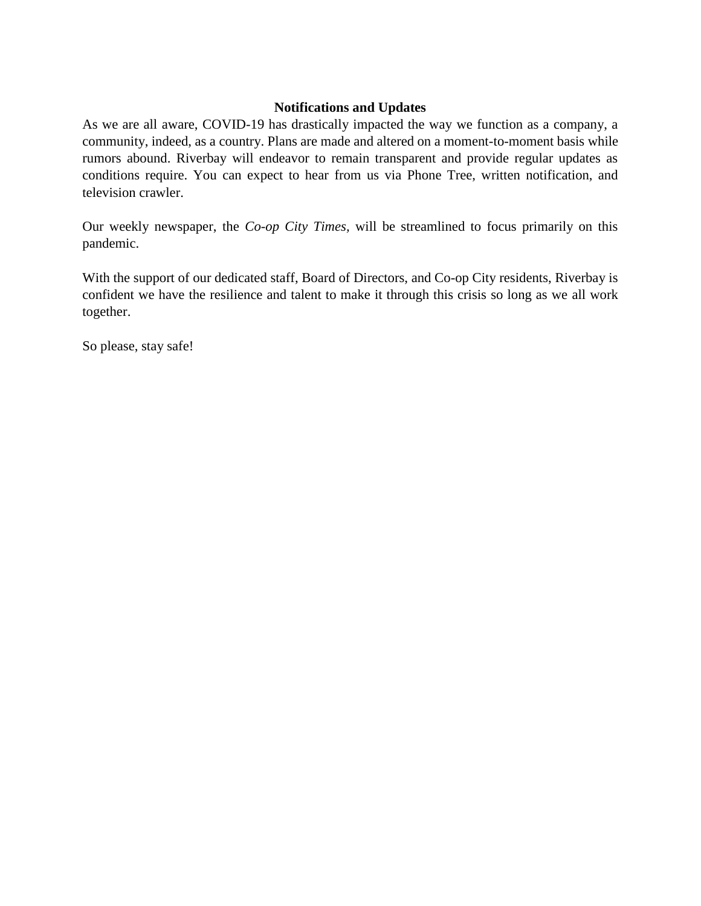**Notifications and Updates**

As we are all aware, COVID-19 has drastically impacted the way we function as a company, a community, indeed, as a country. Plans are made and altered on a moment-to-moment basis while rumors abound. Riverbay will endeavor to remain transparent and provide regular updates as conditions require. You can expect to hear from us via Phone Tree, written notification, and television crawler.

Our weekly newspaper, the *Co-op City Times,* will be streamlined to focus primarily on this pandemic.

With the support of our dedicated staff, Board of Directors, and Co-op City residents, Riverbay is confident we have the resilience and talent to make it through this crisis so long as we all work together.

So please, stay safe!